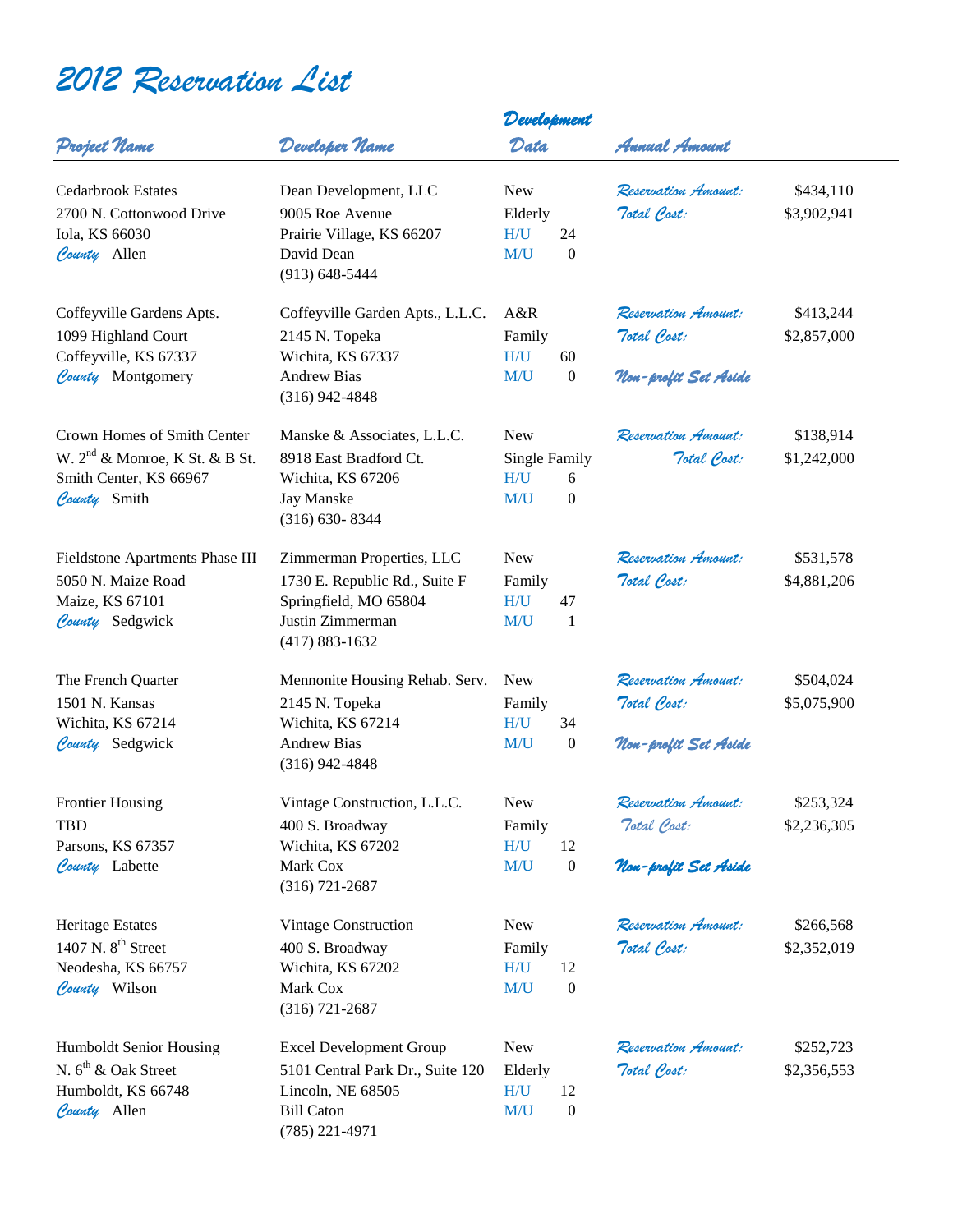# 2012 Reservation List

| Project Name | Developer Name | Development Data | Annual Amount | |
|---|---|---|---|---|
| Cedarbrook Estates<br>2700 N. Cottonwood Drive<br>Iola, KS 66030<br>*County* Allen | Dean Development, LLC<br>9005 Roe Avenue<br>Prairie Village, KS 66207<br>David Dean<br>(913) 648-5444 | New<br>Elderly<br>H/U 24<br>M/U 0 | *Reservation Amount:*<br>*Total Cost:* | $434,110<br>$3,902,941 |
| Coffeyville Gardens Apts.<br>1099 Highland Court<br>Coffeyville, KS 67337<br>*County* Montgomery | Coffeyville Garden Apts., L.L.C.<br>2145 N. Topeka<br>Wichita, KS 67337<br>Andrew Bias<br>(316) 942-4848 | A&R<br>Family<br>H/U 60<br>M/U 0 | *Reservation Amount:*<br>*Total Cost:*<br>*Non-profit Set Aside* | $413,244<br>$2,857,000 |
| Crown Homes of Smith Center<br>W. 2nd & Monroe, K St. & B St.<br>Smith Center, KS 66967<br>*County* Smith | Manske & Associates, L.L.C.<br>8918 East Bradford Ct.<br>Wichita, KS 67206<br>Jay Manske<br>(316) 630- 8344 | New<br>Single Family<br>H/U 6<br>M/U 0 | *Reservation Amount:*<br>*Total Cost:* | $138,914<br>$1,242,000 |
| Fieldstone Apartments Phase III<br>5050 N. Maize Road<br>Maize, KS 67101<br>*County* Sedgwick | Zimmerman Properties, LLC<br>1730 E. Republic Rd., Suite F<br>Springfield, MO 65804<br>Justin Zimmerman<br>(417) 883-1632 | New<br>Family<br>H/U 47<br>M/U 1 | *Reservation Amount:*<br>*Total Cost:* | $531,578<br>$4,881,206 |
| The French Quarter<br>1501 N. Kansas<br>Wichita, KS 67214<br>*County* Sedgwick | Mennonite Housing Rehab. Serv.<br>2145 N. Topeka<br>Wichita, KS 67214<br>Andrew Bias<br>(316) 942-4848 | New<br>Family<br>H/U 34<br>M/U 0 | *Reservation Amount:*<br>*Total Cost:*<br>*Non-profit Set Aside* | $504,024<br>$5,075,900 |
| Frontier Housing<br>TBD<br>Parsons, KS 67357<br>*County* Labette | Vintage Construction, L.L.C.<br>400 S. Broadway<br>Wichita, KS 67202<br>Mark Cox<br>(316) 721-2687 | New<br>Family<br>H/U 12<br>M/U 0 | *Reservation Amount:*<br>*Total Cost:*<br>*Non-profit Set Aside* | $253,324<br>$2,236,305 |
| Heritage Estates<br>1407 N. 8th Street<br>Neodesha, KS 66757<br>*County* Wilson | Vintage Construction<br>400 S. Broadway<br>Wichita, KS 67202<br>Mark Cox<br>(316) 721-2687 | New<br>Family<br>H/U 12<br>M/U 0 | *Reservation Amount:*<br>*Total Cost:* | $266,568<br>$2,352,019 |
| Humboldt Senior Housing<br>N. 6th & Oak Street<br>Humboldt, KS 66748<br>*County* Allen | Excel Development Group<br>5101 Central Park Dr., Suite 120<br>Lincoln, NE 68505<br>Bill Caton<br>(785) 221-4971 | New<br>Elderly<br>H/U 12<br>M/U 0 | *Reservation Amount:*<br>*Total Cost:* | $252,723<br>$2,356,553 |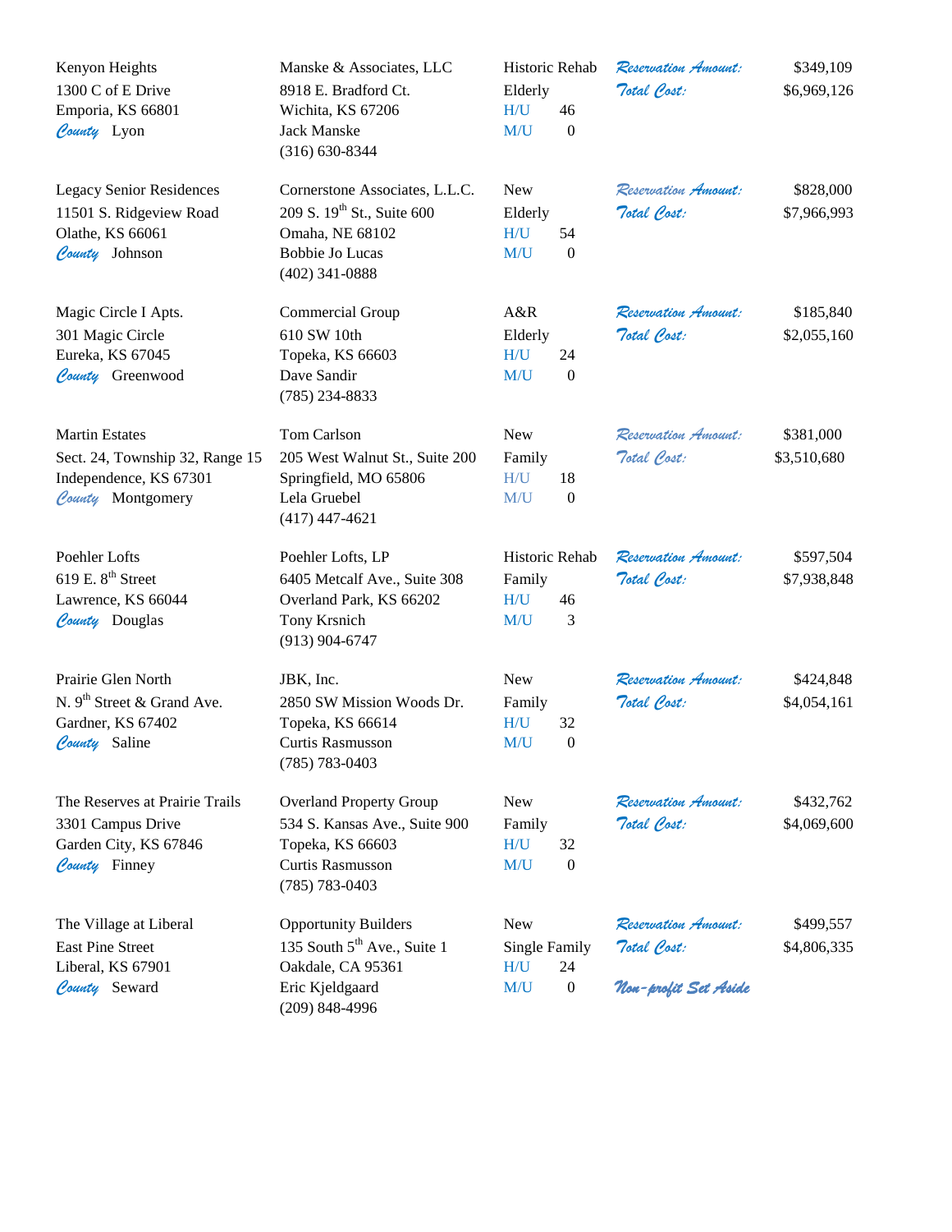| | | | | |
|---|---|---|---|---|
| Kenyon Heights<br>1300 C of E Drive<br>Emporia, KS 66801<br>*County* Lyon | Manske & Associates, LLC<br>8918 E. Bradford Ct.<br>Wichita, KS 67206<br>Jack Manske<br>(316) 630-8344 | Historic Rehab<br>Elderly<br>H/U 46<br>M/U 0 | *Reservation Amount:*<br>*Total Cost:* | $349,109<br>$6,969,126 |
| Legacy Senior Residences<br>11501 S. Ridgeview Road<br>Olathe, KS 66061<br>*County* Johnson | Cornerstone Associates, L.L.C.<br>209 S. 19th St., Suite 600<br>Omaha, NE 68102<br>Bobbie Jo Lucas<br>(402) 341-0888 | New<br>Elderly<br>H/U 54<br>M/U 0 | *Reservation Amount:*<br>*Total Cost:* | $828,000<br>$7,966,993 |
| Magic Circle I Apts.<br>301 Magic Circle<br>Eureka, KS 67045<br>*County* Greenwood | Commercial Group<br>610 SW 10th<br>Topeka, KS 66603<br>Dave Sandir<br>(785) 234-8833 | A&R<br>Elderly<br>H/U 24<br>M/U 0 | *Reservation Amount:*<br>*Total Cost:* | $185,840<br>$2,055,160 |
| Martin Estates<br>Sect. 24, Township 32, Range 15<br>Independence, KS 67301<br>*County* Montgomery | Tom Carlson<br>205 West Walnut St., Suite 200<br>Springfield, MO 65806<br>Lela Gruebel<br>(417) 447-4621 | New<br>Family<br>H/U 18<br>M/U 0 | *Reservation Amount:*<br>*Total Cost:* | $381,000<br>$3,510,680 |
| Poehler Lofts<br>619 E. 8th Street<br>Lawrence, KS 66044<br>*County* Douglas | Poehler Lofts, LP<br>6405 Metcalf Ave., Suite 308<br>Overland Park, KS 66202<br>Tony Krsnich<br>(913) 904-6747 | Historic Rehab<br>Family<br>H/U 46<br>M/U 3 | *Reservation Amount:*<br>*Total Cost:* | $597,504<br>$7,938,848 |
| Prairie Glen North<br>N. 9th Street & Grand Ave.<br>Gardner, KS 67402<br>*County* Saline | JBK, Inc.<br>2850 SW Mission Woods Dr.<br>Topeka, KS 66614<br>Curtis Rasmusson<br>(785) 783-0403 | New<br>Family<br>H/U 32<br>M/U 0 | *Reservation Amount:*<br>*Total Cost:* | $424,848<br>$4,054,161 |
| The Reserves at Prairie Trails<br>3301 Campus Drive<br>Garden City, KS 67846<br>*County* Finney | Overland Property Group<br>534 S. Kansas Ave., Suite 900<br>Topeka, KS 66603<br>Curtis Rasmusson<br>(785) 783-0403 | New<br>Family<br>H/U 32<br>M/U 0 | *Reservation Amount:*<br>*Total Cost:* | $432,762<br>$4,069,600 |
| The Village at Liberal<br>East Pine Street<br>Liberal, KS 67901<br>*County* Seward | Opportunity Builders<br>135 South 5th Ave., Suite 1<br>Oakdale, CA 95361<br>Eric Kjeldgaard<br>(209) 848-4996 | New<br>Single Family<br>H/U 24<br>M/U 0 | *Reservation Amount:*<br>*Total Cost:*<br>*Non-profit Set Aside* | $499,557<br>$4,806,335 |